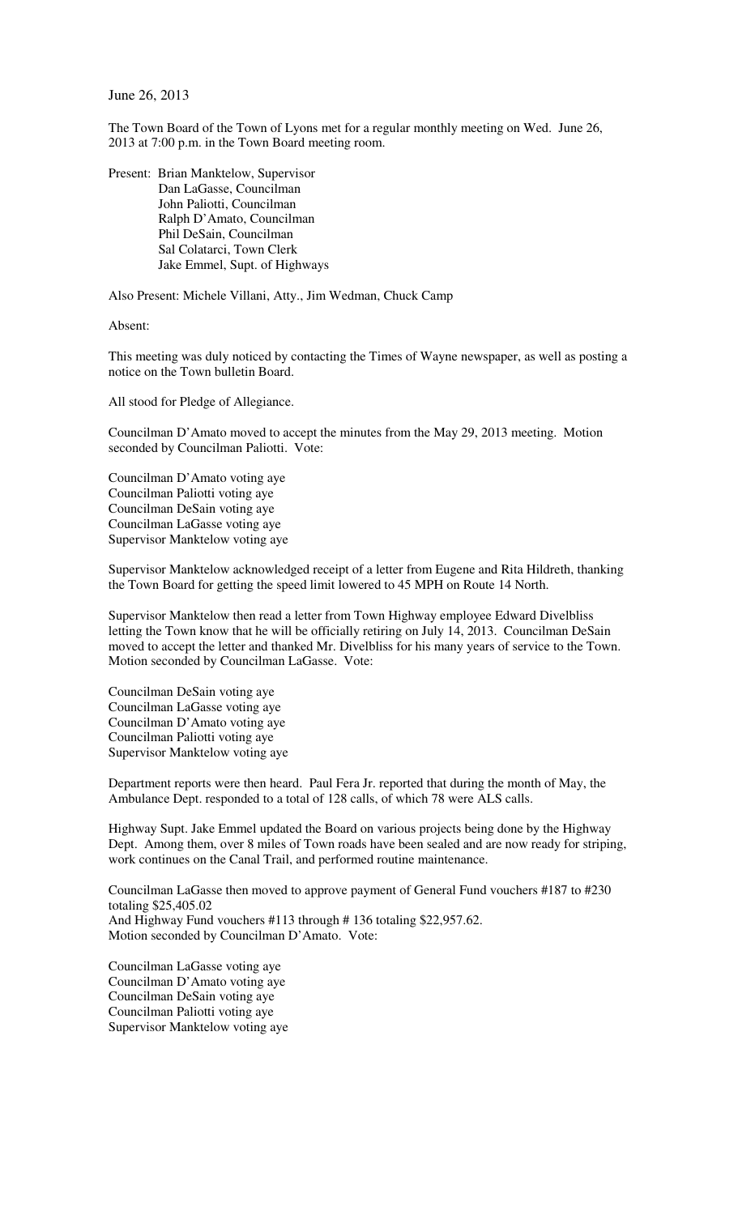June 26, 2013

The Town Board of the Town of Lyons met for a regular monthly meeting on Wed. June 26, 2013 at 7:00 p.m. in the Town Board meeting room.

Present: Brian Manktelow, Supervisor
Dan LaGasse, Councilman
John Paliotti, Councilman
Ralph D'Amato, Councilman
Phil DeSain, Councilman
Sal Colatarci, Town Clerk
Jake Emmel, Supt. of Highways

Also Present: Michele Villani, Atty., Jim Wedman, Chuck Camp

Absent:

This meeting was duly noticed by contacting the Times of Wayne newspaper, as well as posting a notice on the Town bulletin Board.

All stood for Pledge of Allegiance.

Councilman D'Amato moved to accept the minutes from the May 29, 2013 meeting. Motion seconded by Councilman Paliotti. Vote:

Councilman D'Amato voting aye
Councilman Paliotti voting aye
Councilman DeSain voting aye
Councilman LaGasse voting aye
Supervisor Manktelow voting aye

Supervisor Manktelow acknowledged receipt of a letter from Eugene and Rita Hildreth, thanking the Town Board for getting the speed limit lowered to 45 MPH on Route 14 North.

Supervisor Manktelow then read a letter from Town Highway employee Edward Divelbliss letting the Town know that he will be officially retiring on July 14, 2013. Councilman DeSain moved to accept the letter and thanked Mr. Divelbliss for his many years of service to the Town. Motion seconded by Councilman LaGasse. Vote:

Councilman DeSain voting aye
Councilman LaGasse voting aye
Councilman D'Amato voting aye
Councilman Paliotti voting aye
Supervisor Manktelow voting aye

Department reports were then heard. Paul Fera Jr. reported that during the month of May, the Ambulance Dept. responded to a total of 128 calls, of which 78 were ALS calls.

Highway Supt. Jake Emmel updated the Board on various projects being done by the Highway Dept. Among them, over 8 miles of Town roads have been sealed and are now ready for striping, work continues on the Canal Trail, and performed routine maintenance.

Councilman LaGasse then moved to approve payment of General Fund vouchers #187 to #230 totaling $25,405.02
And Highway Fund vouchers #113 through # 136 totaling $22,957.62.
Motion seconded by Councilman D'Amato. Vote:

Councilman LaGasse voting aye
Councilman D'Amato voting aye
Councilman DeSain voting aye
Councilman Paliotti voting aye
Supervisor Manktelow voting aye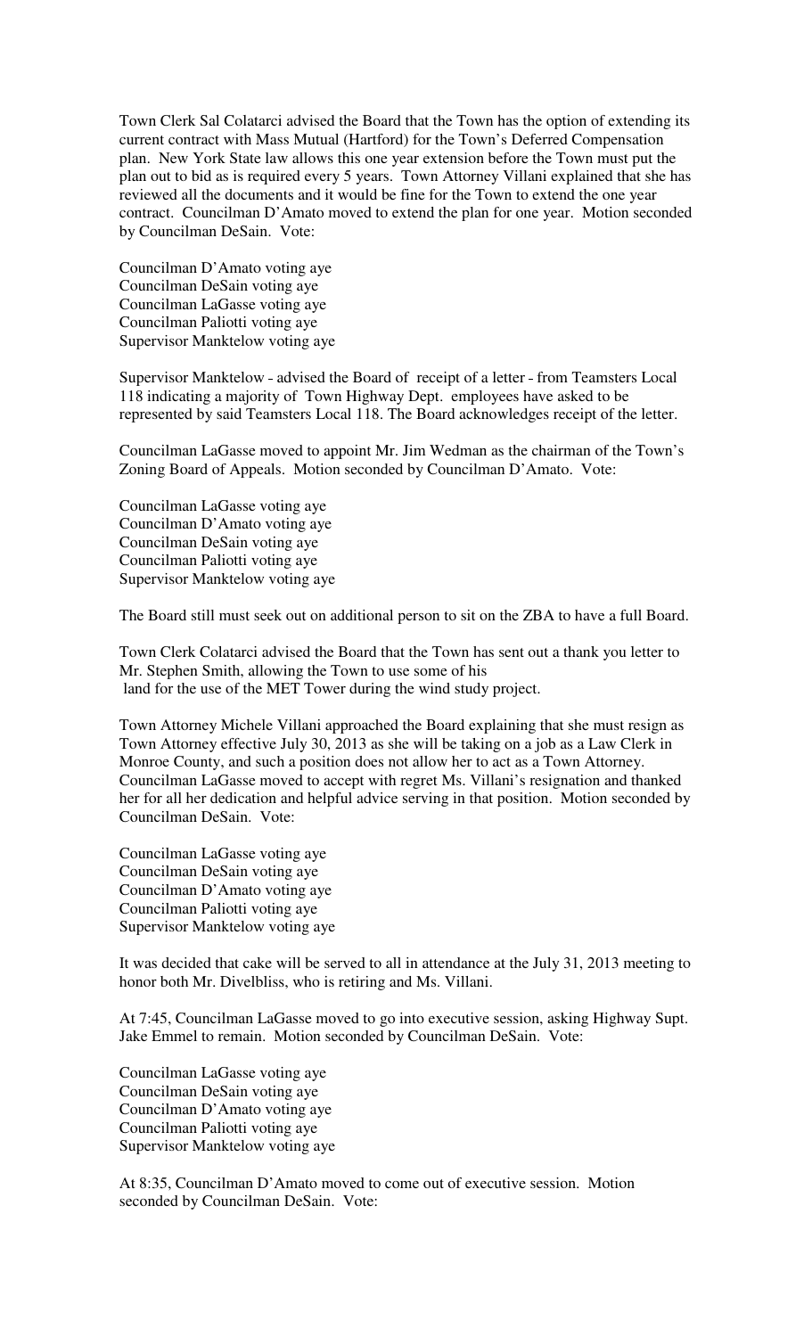Town Clerk Sal Colatarci advised the Board that the Town has the option of extending its current contract with Mass Mutual (Hartford) for the Town's Deferred Compensation plan. New York State law allows this one year extension before the Town must put the plan out to bid as is required every 5 years. Town Attorney Villani explained that she has reviewed all the documents and it would be fine for the Town to extend the one year contract. Councilman D'Amato moved to extend the plan for one year. Motion seconded by Councilman DeSain. Vote:

Councilman D'Amato voting aye
Councilman DeSain voting aye
Councilman LaGasse voting aye
Councilman Paliotti voting aye
Supervisor Manktelow voting aye

Supervisor Manktelow - advised the Board of receipt of a letter - from Teamsters Local 118 indicating a majority of Town Highway Dept. employees have asked to be represented by said Teamsters Local 118. The Board acknowledges receipt of the letter.

Councilman LaGasse moved to appoint Mr. Jim Wedman as the chairman of the Town's Zoning Board of Appeals. Motion seconded by Councilman D'Amato. Vote:

Councilman LaGasse voting aye
Councilman D'Amato voting aye
Councilman DeSain voting aye
Councilman Paliotti voting aye
Supervisor Manktelow voting aye

The Board still must seek out on additional person to sit on the ZBA to have a full Board.

Town Clerk Colatarci advised the Board that the Town has sent out a thank you letter to Mr. Stephen Smith, allowing the Town to use some of his land for the use of the MET Tower during the wind study project.

Town Attorney Michele Villani approached the Board explaining that she must resign as Town Attorney effective July 30, 2013 as she will be taking on a job as a Law Clerk in Monroe County, and such a position does not allow her to act as a Town Attorney. Councilman LaGasse moved to accept with regret Ms. Villani's resignation and thanked her for all her dedication and helpful advice serving in that position. Motion seconded by Councilman DeSain. Vote:

Councilman LaGasse voting aye
Councilman DeSain voting aye
Councilman D'Amato voting aye
Councilman Paliotti voting aye
Supervisor Manktelow voting aye

It was decided that cake will be served to all in attendance at the July 31, 2013 meeting to honor both Mr. Divelbliss, who is retiring and Ms. Villani.

At 7:45, Councilman LaGasse moved to go into executive session, asking Highway Supt. Jake Emmel to remain. Motion seconded by Councilman DeSain. Vote:

Councilman LaGasse voting aye
Councilman DeSain voting aye
Councilman D'Amato voting aye
Councilman Paliotti voting aye
Supervisor Manktelow voting aye

At 8:35, Councilman D'Amato moved to come out of executive session. Motion seconded by Councilman DeSain. Vote: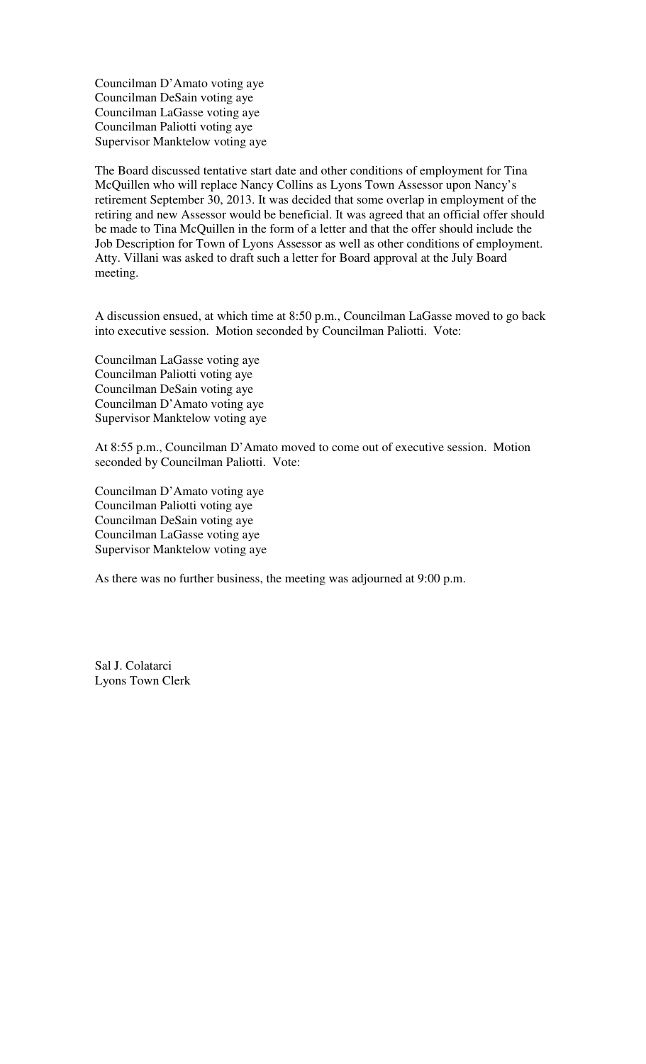Councilman D'Amato voting aye
Councilman DeSain voting aye
Councilman LaGasse voting aye
Councilman Paliotti voting aye
Supervisor Manktelow voting aye

The Board discussed tentative start date and other conditions of employment for Tina McQuillen who will replace Nancy Collins as Lyons Town Assessor upon Nancy's retirement September 30, 2013. It was decided that some overlap in employment of the retiring and new Assessor would be beneficial. It was agreed that an official offer should be made to Tina McQuillen in the form of a letter and that the offer should include the Job Description for Town of Lyons Assessor as well as other conditions of employment. Atty. Villani was asked to draft such a letter for Board approval at the July Board meeting.

A discussion ensued, at which time at 8:50 p.m., Councilman LaGasse moved to go back into executive session. Motion seconded by Councilman Paliotti. Vote:

Councilman LaGasse voting aye
Councilman Paliotti voting aye
Councilman DeSain voting aye
Councilman D'Amato voting aye
Supervisor Manktelow voting aye

At 8:55 p.m., Councilman D'Amato moved to come out of executive session. Motion seconded by Councilman Paliotti. Vote:

Councilman D'Amato voting aye
Councilman Paliotti voting aye
Councilman DeSain voting aye
Councilman LaGasse voting aye
Supervisor Manktelow voting aye

As there was no further business, the meeting was adjourned at 9:00 p.m.

Sal J. Colatarci
Lyons Town Clerk